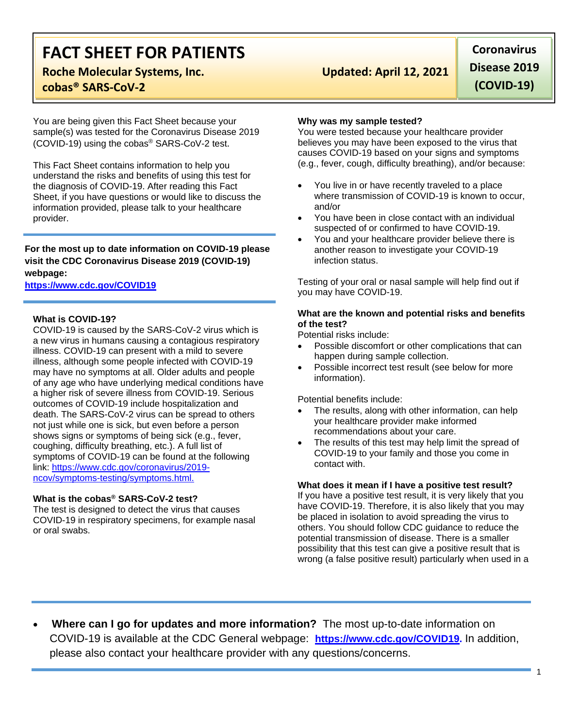# FACT SHEET FOR PATIENTS

**Roche Molecular Systems, Inc.**
**cobas® SARS-CoV-2**

**Updated: April 12, 2021**

**Coronavirus Disease 2019 (COVID-19)**

You are being given this Fact Sheet because your sample(s) was tested for the Coronavirus Disease 2019 (COVID-19) using the cobas® SARS-CoV-2 test.

This Fact Sheet contains information to help you understand the risks and benefits of using this test for the diagnosis of COVID-19. After reading this Fact Sheet, if you have questions or would like to discuss the information provided, please talk to your healthcare provider.

**For the most up to date information on COVID-19 please visit the CDC Coronavirus Disease 2019 (COVID-19) webpage:**
**https://www.cdc.gov/COVID19**

**What is COVID-19?**

COVID-19 is caused by the SARS-CoV-2 virus which is a new virus in humans causing a contagious respiratory illness. COVID-19 can present with a mild to severe illness, although some people infected with COVID-19 may have no symptoms at all. Older adults and people of any age who have underlying medical conditions have a higher risk of severe illness from COVID-19. Serious outcomes of COVID-19 include hospitalization and death. The SARS-CoV-2 virus can be spread to others not just while one is sick, but even before a person shows signs or symptoms of being sick (e.g., fever, coughing, difficulty breathing, etc.). A full list of symptoms of COVID-19 can be found at the following link: https://www.cdc.gov/coronavirus/2019-ncov/symptoms-testing/symptoms.html.

**What is the cobas® SARS-CoV-2 test?**

The test is designed to detect the virus that causes COVID-19 in respiratory specimens, for example nasal or oral swabs.

**Why was my sample tested?**

You were tested because your healthcare provider believes you may have been exposed to the virus that causes COVID-19 based on your signs and symptoms (e.g., fever, cough, difficulty breathing), and/or because:

- You live in or have recently traveled to a place where transmission of COVID-19 is known to occur, and/or
- You have been in close contact with an individual suspected of or confirmed to have COVID-19.
- You and your healthcare provider believe there is another reason to investigate your COVID-19 infection status.

Testing of your oral or nasal sample will help find out if you may have COVID-19.

**What are the known and potential risks and benefits of the test?**

Potential risks include:

- Possible discomfort or other complications that can happen during sample collection.
- Possible incorrect test result (see below for more information).

Potential benefits include:

- The results, along with other information, can help your healthcare provider make informed recommendations about your care.
- The results of this test may help limit the spread of COVID-19 to your family and those you come in contact with.

**What does it mean if I have a positive test result?**

If you have a positive test result, it is very likely that you have COVID-19. Therefore, it is also likely that you may be placed in isolation to avoid spreading the virus to others. You should follow CDC guidance to reduce the potential transmission of disease. There is a smaller possibility that this test can give a positive result that is wrong (a false positive result) particularly when used in a

- **Where can I go for updates and more information?** The most up-to-date information on COVID-19 is available at the CDC General webpage: **https://www.cdc.gov/COVID19.** In addition, please also contact your healthcare provider with any questions/concerns.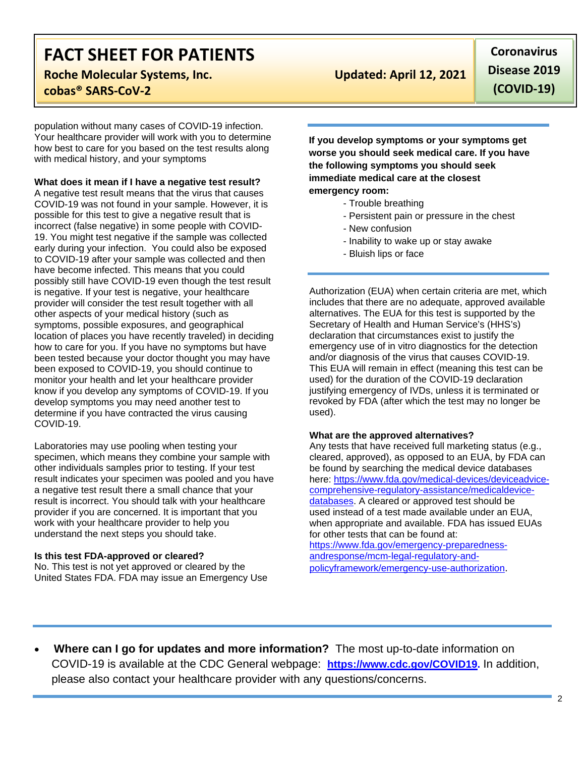population without many cases of COVID-19 infection. Your healthcare provider will work with you to determine how best to care for you based on the test results along with medical history, and your symptoms

**What does it mean if I have a negative test result?**
A negative test result means that the virus that causes COVID-19 was not found in your sample. However, it is possible for this test to give a negative result that is incorrect (false negative) in some people with COVID-19. You might test negative if the sample was collected early during your infection. You could also be exposed to COVID-19 after your sample was collected and then have become infected. This means that you could possibly still have COVID-19 even though the test result is negative. If your test is negative, your healthcare provider will consider the test result together with all other aspects of your medical history (such as symptoms, possible exposures, and geographical location of places you have recently traveled) in deciding how to care for you. If you have no symptoms but have been tested because your doctor thought you may have been exposed to COVID-19, you should continue to monitor your health and let your healthcare provider know if you develop any symptoms of COVID-19. If you develop symptoms you may need another test to determine if you have contracted the virus causing COVID-19.

Laboratories may use pooling when testing your specimen, which means they combine your sample with other individuals samples prior to testing. If your test result indicates your specimen was pooled and you have a negative test result there a small chance that your result is incorrect. You should talk with your healthcare provider if you are concerned. It is important that you work with your healthcare provider to help you understand the next steps you should take.

**Is this test FDA-approved or cleared?**
No. This test is not yet approved or cleared by the United States FDA. FDA may issue an Emergency Use Authorization (EUA) when certain criteria are met, which includes that there are no adequate, approved available alternatives. The EUA for this test is supported by the Secretary of Health and Human Service's (HHS's) declaration that circumstances exist to justify the emergency use of in vitro diagnostics for the detection and/or diagnosis of the virus that causes COVID-19. This EUA will remain in effect (meaning this test can be used) for the duration of the COVID-19 declaration justifying emergency of IVDs, unless it is terminated or revoked by FDA (after which the test may no longer be used).

**If you develop symptoms or your symptoms get worse you should seek medical care. If you have the following symptoms you should seek immediate medical care at the closest emergency room:**

- Trouble breathing
- Persistent pain or pressure in the chest
- New confusion
- Inability to wake up or stay awake
- Bluish lips or face

**What are the approved alternatives?**
Any tests that have received full marketing status (e.g., cleared, approved), as opposed to an EUA, by FDA can be found by searching the medical device databases here: https://www.fda.gov/medical-devices/deviceadvice-comprehensive-regulatory-assistance/medicaldevice-databases. A cleared or approved test should be used instead of a test made available under an EUA, when appropriate and available. FDA has issued EUAs for other tests that can be found at: https://www.fda.gov/emergency-preparedness-andresponse/mcm-legal-regulatory-and-policyframework/emergency-use-authorization.

- **Where can I go for updates and more information?** The most up-to-date information on COVID-19 is available at the CDC General webpage: **https://www.cdc.gov/COVID19.** In addition, please also contact your healthcare provider with any questions/concerns.